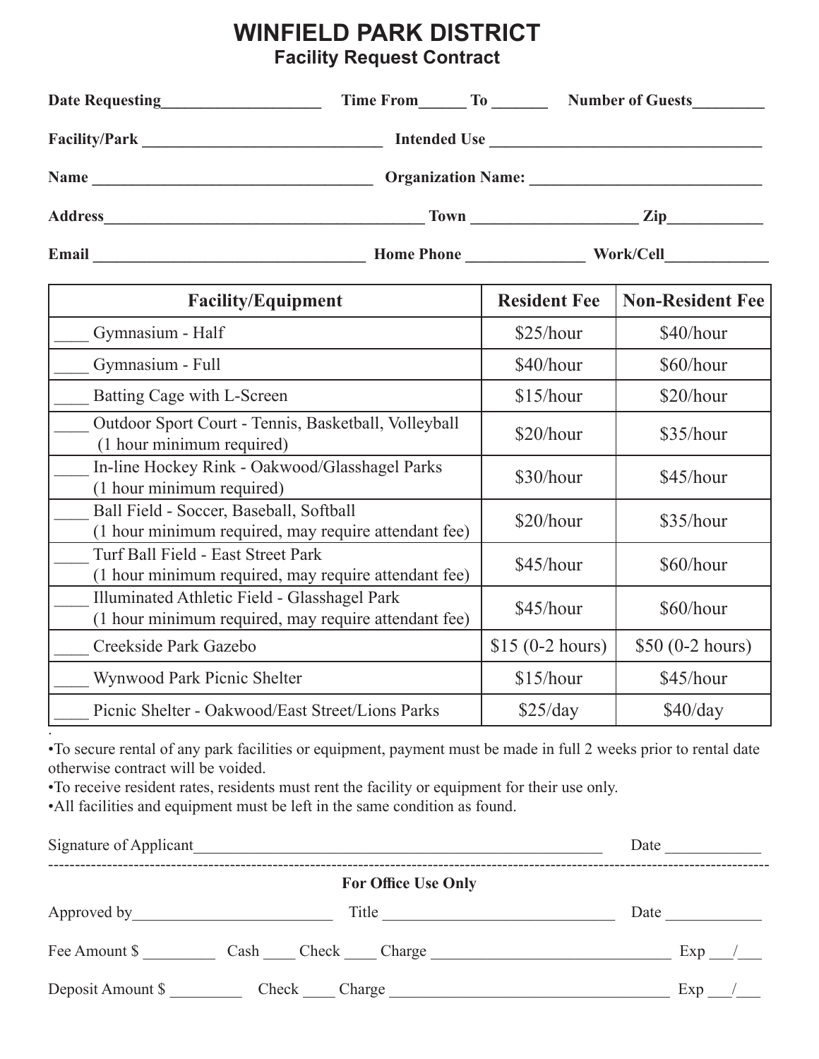# WINFIELD PARK DISTRICT

## Facility Request Contract

**Date Requesting**____________________ **Time From**______ **To** _______ **Number of Guests**_________

**Facility/Park** ______________________________ **Intended Use** __________________________________

**Name** ___________________________________ **Organization Name:** _____________________________

**Address**________________________________________ **Town** ____________________ **Zip**____________

**Email** __________________________________ **Home Phone** _______________ **Work/Cell**_____________

| Facility/Equipment | Resident Fee | Non-Resident Fee |
|---|---|---|
| ____ Gymnasium - Half | $25/hour | $40/hour |
| ____ Gymnasium - Full | $40/hour | $60/hour |
| ____ Batting Cage with L-Screen | $15/hour | $20/hour |
| ____ Outdoor Sport Court - Tennis, Basketball, Volleyball (1 hour minimum required) | $20/hour | $35/hour |
| ____ In-line Hockey Rink - Oakwood/Glasshagel Parks (1 hour minimum required) | $30/hour | $45/hour |
| ____ Ball Field - Soccer, Baseball, Softball (1 hour minimum required, may require attendant fee) | $20/hour | $35/hour |
| ____ Turf Ball Field - East Street Park (1 hour minimum required, may require attendant fee) | $45/hour | $60/hour |
| ____ Illuminated Athletic Field - Glasshagel Park (1 hour minimum required, may require attendant fee) | $45/hour | $60/hour |
| ____ Creekside Park Gazebo | $15 (0-2 hours) | $50 (0-2 hours) |
| ____ Wynwood Park Picnic Shelter | $15/hour | $45/hour |
| ____ Picnic Shelter - Oakwood/East Street/Lions Parks | $25/day | $40/day |

- To secure rental of any park facilities or equipment, payment must be made in full 2 weeks prior to rental date otherwise contract will be voided.
- To receive resident rates, residents must rent the facility or equipment for their use only.
- All facilities and equipment must be left in the same condition as found.

Signature of Applicant_____________________________________________________ Date ____________

---

**For Office Use Only**

Approved by_________________________ Title _____________________________ Date ____________

Fee Amount $ _________ Cash ____ Check ____ Charge ______________________________ Exp ___/___

Deposit Amount $ _________ Check ____ Charge ___________________________________ Exp ___/___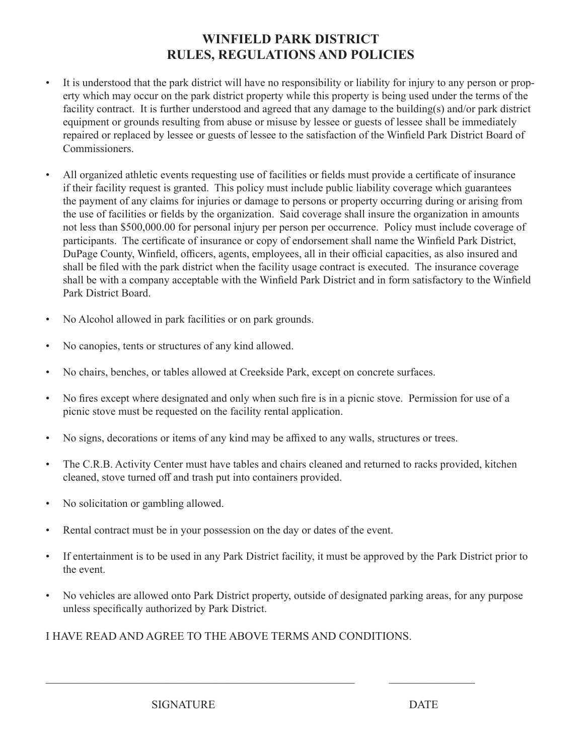# WINFIELD PARK DISTRICT
# RULES, REGULATIONS AND POLICIES

- It is understood that the park district will have no responsibility or liability for injury to any person or property which may occur on the park district property while this property is being used under the terms of the facility contract. It is further understood and agreed that any damage to the building(s) and/or park district equipment or grounds resulting from abuse or misuse by lessee or guests of lessee shall be immediately repaired or replaced by lessee or guests of lessee to the satisfaction of the Winfield Park District Board of Commissioners.

- All organized athletic events requesting use of facilities or fields must provide a certificate of insurance if their facility request is granted. This policy must include public liability coverage which guarantees the payment of any claims for injuries or damage to persons or property occurring during or arising from the use of facilities or fields by the organization. Said coverage shall insure the organization in amounts not less than $500,000.00 for personal injury per person per occurrence. Policy must include coverage of participants. The certificate of insurance or copy of endorsement shall name the Winfield Park District, DuPage County, Winfield, officers, agents, employees, all in their official capacities, as also insured and shall be filed with the park district when the facility usage contract is executed. The insurance coverage shall be with a company acceptable with the Winfield Park District and in form satisfactory to the Winfield Park District Board.

- No Alcohol allowed in park facilities or on park grounds.

- No canopies, tents or structures of any kind allowed.

- No chairs, benches, or tables allowed at Creekside Park, except on concrete surfaces.

- No fires except where designated and only when such fire is in a picnic stove. Permission for use of a picnic stove must be requested on the facility rental application.

- No signs, decorations or items of any kind may be affixed to any walls, structures or trees.

- The C.R.B. Activity Center must have tables and chairs cleaned and returned to racks provided, kitchen cleaned, stove turned off and trash put into containers provided.

- No solicitation or gambling allowed.

- Rental contract must be in your possession on the day or dates of the event.

- If entertainment is to be used in any Park District facility, it must be approved by the Park District prior to the event.

- No vehicles are allowed onto Park District property, outside of designated parking areas, for any purpose unless specifically authorized by Park District.

I HAVE READ AND AGREE TO THE ABOVE TERMS AND CONDITIONS.

_______________________________________________ ______________

SIGNATURE DATE